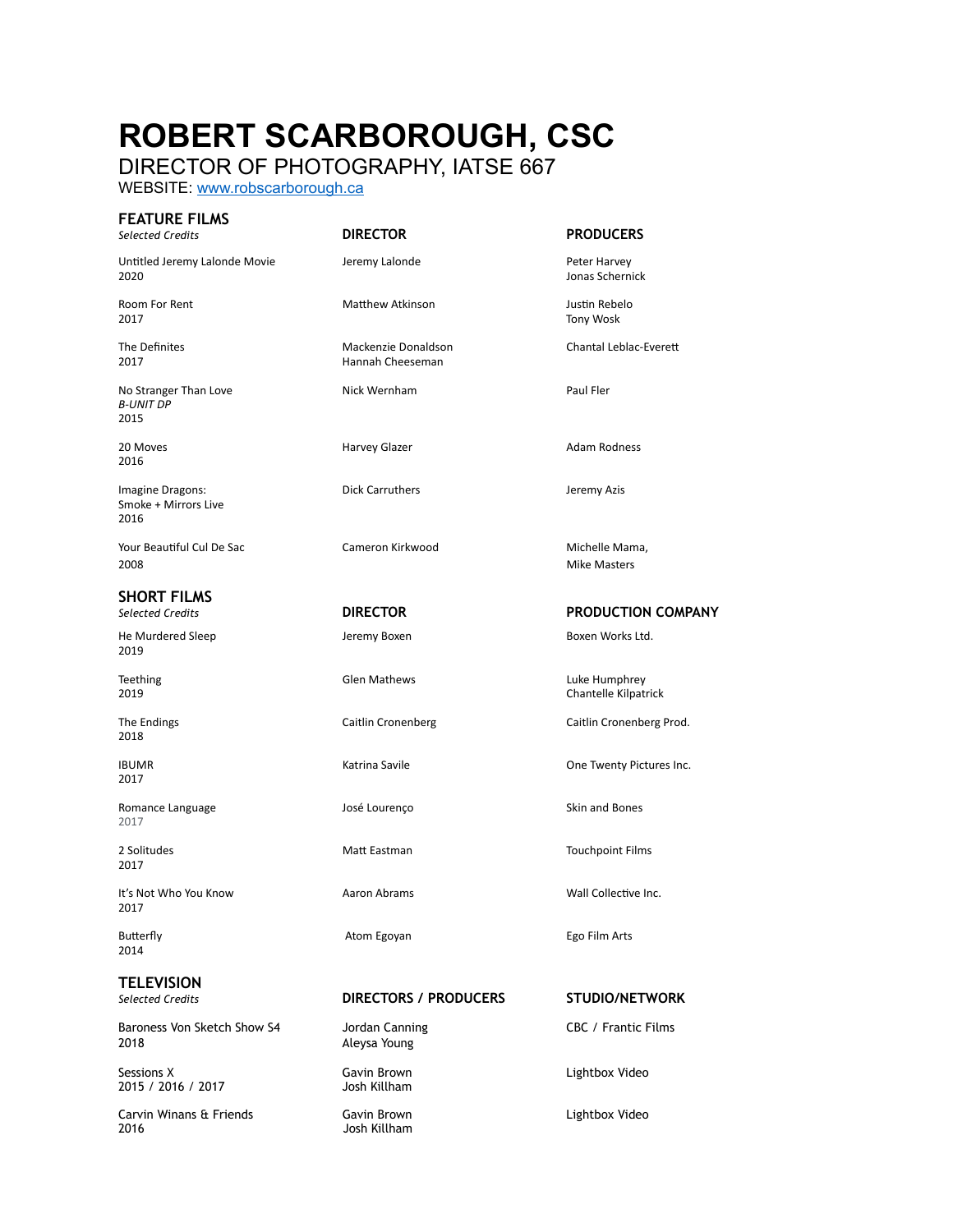# ROBERT SCARBOROUGH, CSC

DIRECTOR OF PHOTOGRAPHY, IATSE 667

WEBSITE: [www.robscarborough.ca](http://www.robscarborough.ca)

## FEATURE FILMS

| *Selected Credits* | **DIRECTOR** | **PRODUCERS** |
|---|---|---|
| Untitled Jeremy Lalonde Movie<br>2020 | Jeremy Lalonde | Peter Harvey<br>Jonas Schernick |
| Room For Rent<br>2017 | Matthew Atkinson | Justin Rebelo<br>Tony Wosk |
| The Definites<br>2017 | Mackenzie Donaldson<br>Hannah Cheeseman | Chantal Leblac-Everett |
| No Stranger Than Love<br>*B-UNIT DP*<br>2015 | Nick Wernham | Paul Fler |
| 20 Moves<br>2016 | Harvey Glazer | Adam Rodness |
| Imagine Dragons:<br>Smoke + Mirrors Live<br>2016 | Dick Carruthers | Jeremy Azis |
| Your Beautiful Cul De Sac<br>2008 | Cameron Kirkwood | Michelle Mama,<br>Mike Masters |

## SHORT FILMS

| *Selected Credits* | **DIRECTOR** | **PRODUCTION COMPANY** |
|---|---|---|
| He Murdered Sleep<br>2019 | Jeremy Boxen | Boxen Works Ltd. |
| Teething<br>2019 | Glen Mathews | Luke Humphrey<br>Chantelle Kilpatrick |
| The Endings<br>2018 | Caitlin Cronenberg | Caitlin Cronenberg Prod. |
| IBUMR<br>2017 | Katrina Savile | One Twenty Pictures Inc. |
| Romance Language<br>2017 | José Lourenço | Skin and Bones |
| 2 Solitudes<br>2017 | Matt Eastman | Touchpoint Films |
| It's Not Who You Know<br>2017 | Aaron Abrams | Wall Collective Inc. |
| Butterfly<br>2014 | Atom Egoyan | Ego Film Arts |

## TELEVISION

| *Selected Credits* | **DIRECTORS / PRODUCERS** | **STUDIO/NETWORK** |
|---|---|---|
| Baroness Von Sketch Show S4<br>2018 | Jordan Canning<br>Aleysa Young | CBC / Frantic Films |
| Sessions X<br>2015 / 2016 / 2017 | Gavin Brown<br>Josh Killham | Lightbox Video |
| Carvin Winans & Friends<br>2016 | Gavin Brown<br>Josh Killham | Lightbox Video |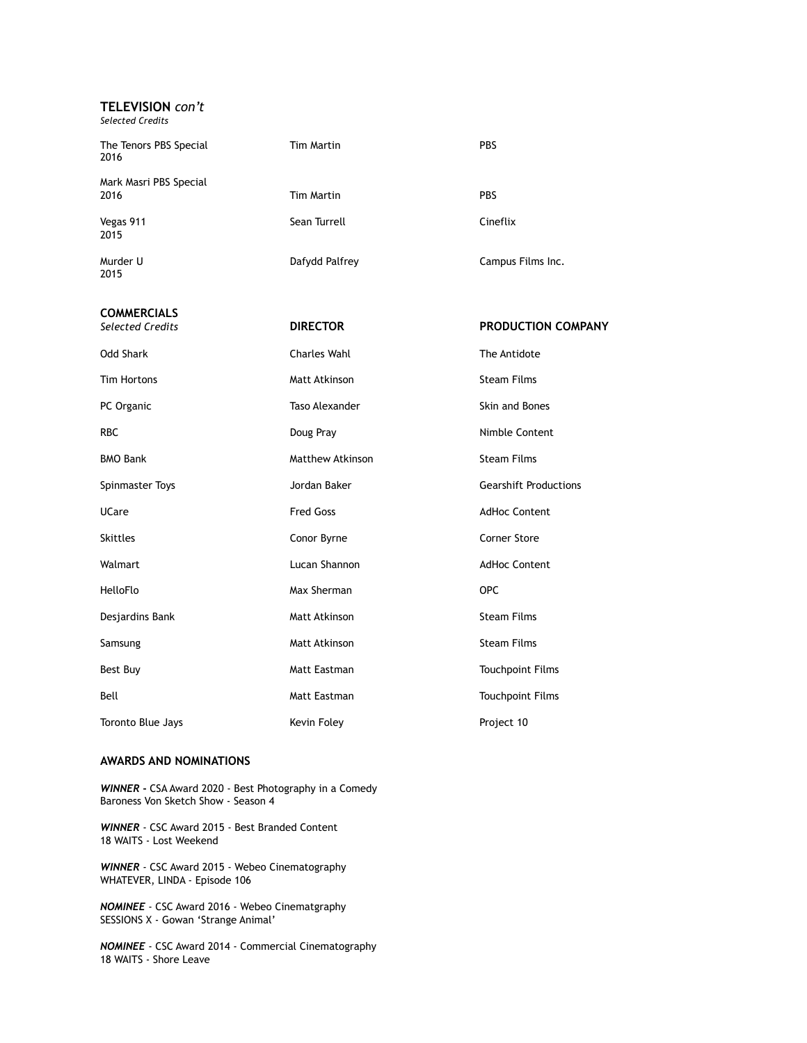## TELEVISION *con't*

*Selected Credits*

| | | |
|---|---|---|
| The Tenors PBS Special<br>2016 | Tim Martin | PBS |
| Mark Masri PBS Special<br>2016 | Tim Martin | PBS |
| Vegas 911<br>2015 | Sean Turrell | Cineflix |
| Murder U<br>2015 | Dafydd Palfrey | Campus Films Inc. |

## COMMERCIALS

| *Selected Credits* | **DIRECTOR** | **PRODUCTION COMPANY** |
|---|---|---|
| Odd Shark | Charles Wahl | The Antidote |
| Tim Hortons | Matt Atkinson | Steam Films |
| PC Organic | Taso Alexander | Skin and Bones |
| RBC | Doug Pray | Nimble Content |
| BMO Bank | Matthew Atkinson | Steam Films |
| Spinmaster Toys | Jordan Baker | Gearshift Productions |
| UCare | Fred Goss | AdHoc Content |
| Skittles | Conor Byrne | Corner Store |
| Walmart | Lucan Shannon | AdHoc Content |
| HelloFlo | Max Sherman | OPC |
| Desjardins Bank | Matt Atkinson | Steam Films |
| Samsung | Matt Atkinson | Steam Films |
| Best Buy | Matt Eastman | Touchpoint Films |
| Bell | Matt Eastman | Touchpoint Films |
| Toronto Blue Jays | Kevin Foley | Project 10 |

## AWARDS AND NOMINATIONS

***WINNER -*** CSA Award 2020 - Best Photography in a Comedy
Baroness Von Sketch Show - Season 4

***WINNER*** - CSC Award 2015 - Best Branded Content
18 WAITS - Lost Weekend

***WINNER*** - CSC Award 2015 - Webeo Cinematography
WHATEVER, LINDA - Episode 106

***NOMINEE*** - CSC Award 2016 - Webeo Cinematgraphy
SESSIONS X - Gowan 'Strange Animal'

***NOMINEE*** - CSC Award 2014 - Commercial Cinematography
18 WAITS - Shore Leave